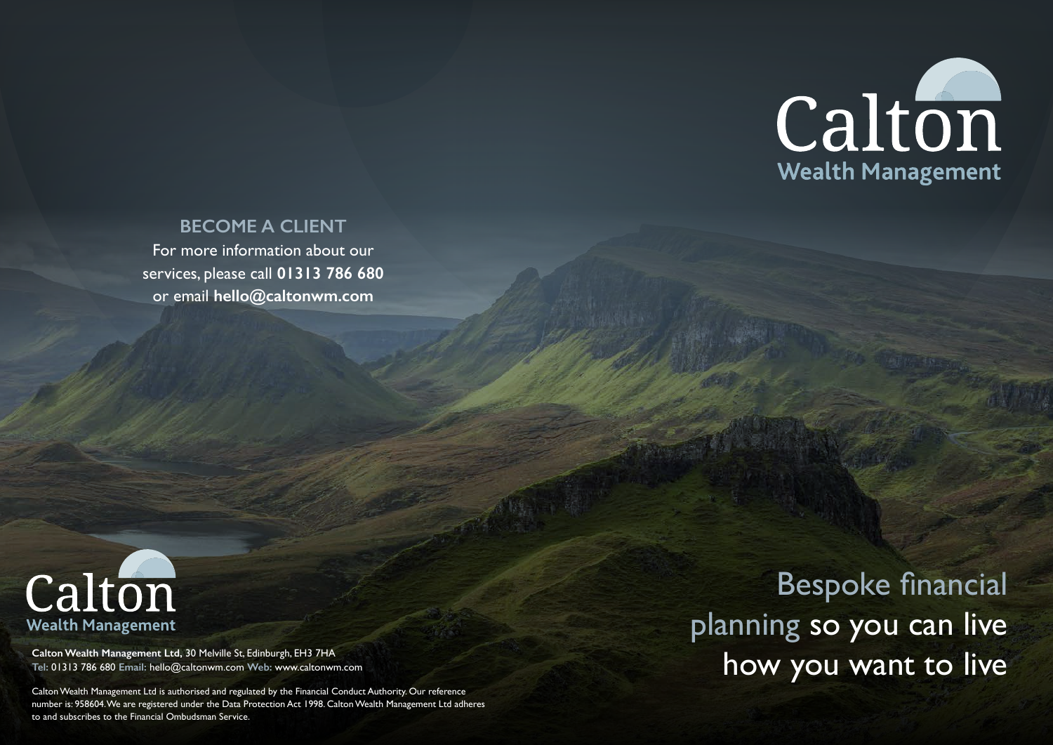# Calton
## Wealth Management

## BECOME A CLIENT

For more information about our services, please call **01313 786 680** or email **hello@caltonwm.com**

Bespoke financial planning so you can live how you want to live

Calton
Wealth Management

**Calton Wealth Management Ltd,** 30 Melville St, Edinburgh, EH3 7HA
**Tel:** 01313 786 680 **Email:** hello@caltonwm.com **Web:** www.caltonwm.com

Calton Wealth Management Ltd is authorised and regulated by the Financial Conduct Authority. Our reference number is: 958604. We are registered under the Data Protection Act 1998. Calton Wealth Management Ltd adheres to and subscribes to the Financial Ombudsman Service.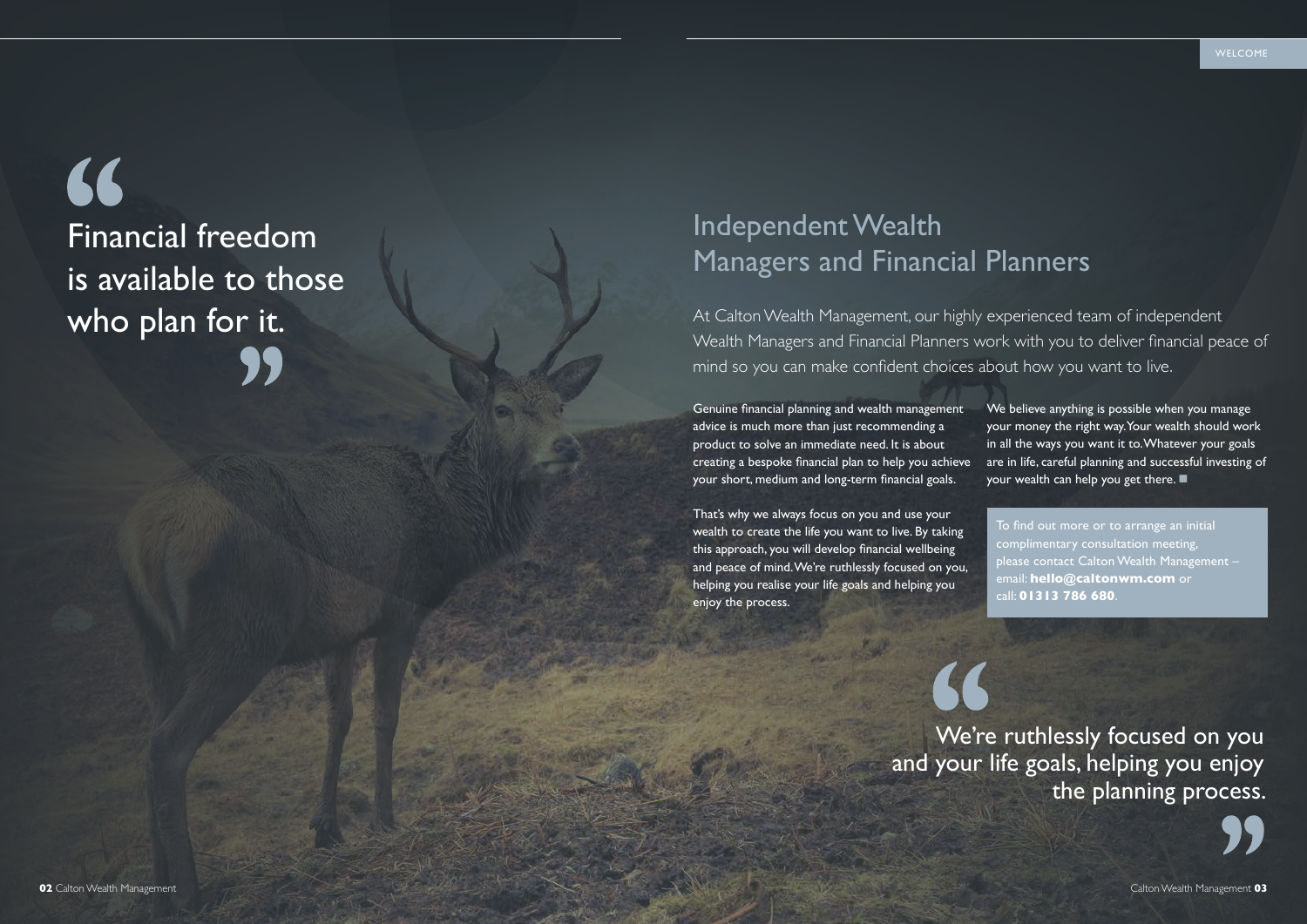> Financial freedom is available to those who plan for it.

# Independent Wealth Managers and Financial Planners

At Calton Wealth Management, our highly experienced team of independent Wealth Managers and Financial Planners work with you to deliver financial peace of mind so you can make confident choices about how you want to live.

Genuine financial planning and wealth management advice is much more than just recommending a product to solve an immediate need. It is about creating a bespoke financial plan to help you achieve your short, medium and long-term financial goals.

That's why we always focus on you and use your wealth to create the life you want to live. By taking this approach, you will develop financial wellbeing and peace of mind. We're ruthlessly focused on you, helping you realise your life goals and helping you enjoy the process.

We believe anything is possible when you manage your money the right way. Your wealth should work in all the ways you want it to. Whatever your goals are in life, careful planning and successful investing of your wealth can help you get there. ■

To find out more or to arrange an initial complimentary consultation meeting, please contact Calton Wealth Management – email: **hello@caltonwm.com** or call: **01313 786 680**.

> We're ruthlessly focused on you and your life goals, helping you enjoy the planning process.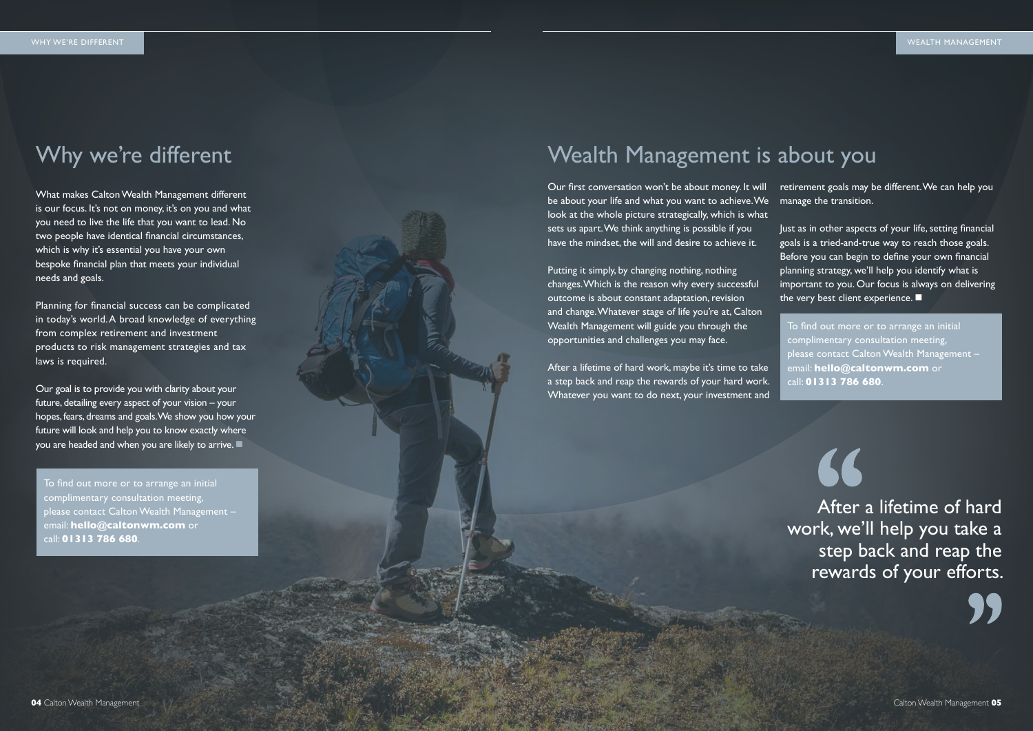# Why we're different

What makes Calton Wealth Management different is our focus. It's not on money, it's on you and what you need to live the life that you want to lead. No two people have identical financial circumstances, which is why it's essential you have your own bespoke financial plan that meets your individual needs and goals.

Planning for financial success can be complicated in today's world. A broad knowledge of everything from complex retirement and investment products to risk management strategies and tax laws is required.

Our goal is to provide you with clarity about your future, detailing every aspect of your vision – your hopes, fears, dreams and goals. We show you how your future will look and help you to know exactly where you are headed and when you are likely to arrive. ■

To find out more or to arrange an initial complimentary consultation meeting, please contact Calton Wealth Management – email: **hello@caltonwm.com** or call: **01313 786 680**.

# Wealth Management is about you

Our first conversation won't be about money. It will be about your life and what you want to achieve. We look at the whole picture strategically, which is what sets us apart. We think anything is possible if you have the mindset, the will and desire to achieve it.

Putting it simply, by changing nothing, nothing changes. Which is the reason why every successful outcome is about constant adaptation, revision and change. Whatever stage of life you're at, Calton Wealth Management will guide you through the opportunities and challenges you may face.

After a lifetime of hard work, maybe it's time to take a step back and reap the rewards of your hard work. Whatever you want to do next, your investment and retirement goals may be different. We can help you manage the transition.

Just as in other aspects of your life, setting financial goals is a tried-and-true way to reach those goals. Before you can begin to define your own financial planning strategy, we'll help you identify what is important to you. Our focus is always on delivering the very best client experience. ■

To find out more or to arrange an initial complimentary consultation meeting, please contact Calton Wealth Management – email: **hello@caltonwm.com** or call: **01313 786 680**.

> After a lifetime of hard work, we'll help you take a step back and reap the rewards of your efforts.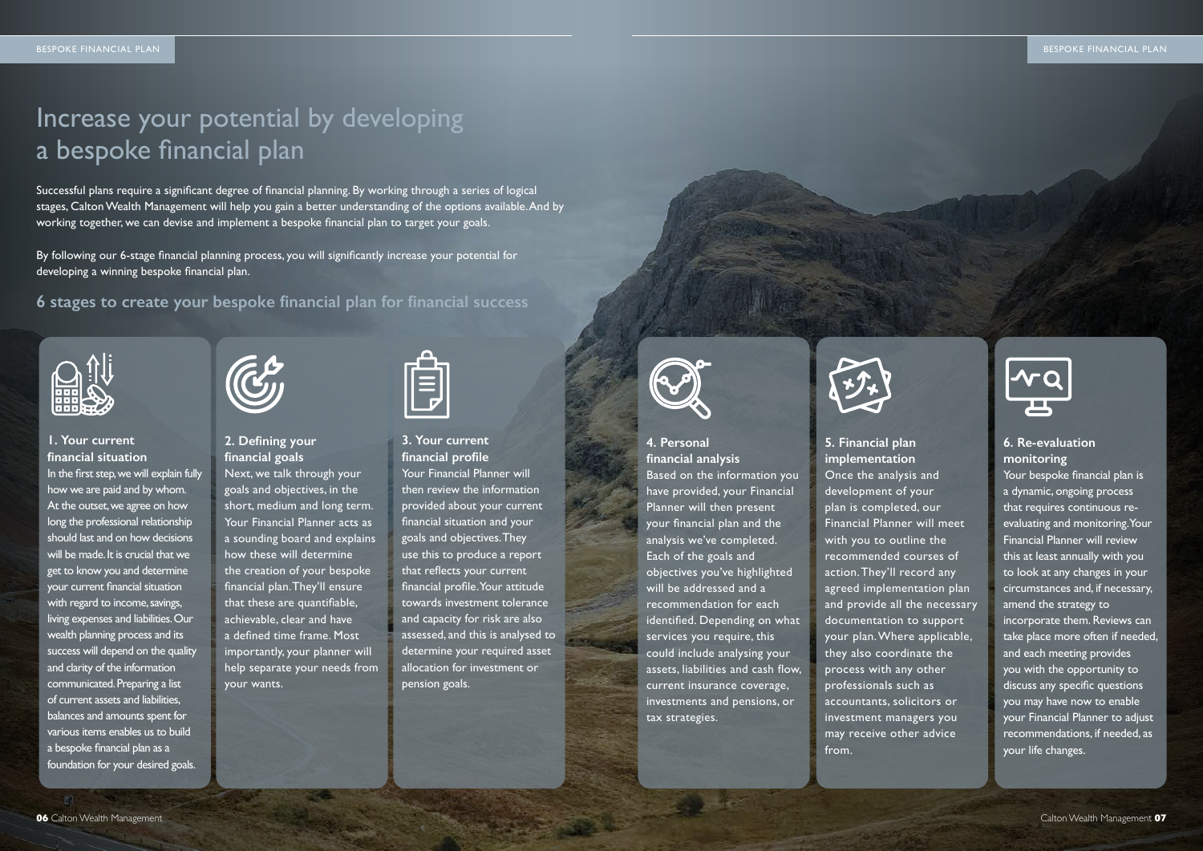# Increase your potential by developing a bespoke financial plan

Successful plans require a significant degree of financial planning. By working through a series of logical stages, Calton Wealth Management will help you gain a better understanding of the options available. And by working together, we can devise and implement a bespoke financial plan to target your goals.

By following our 6-stage financial planning process, you will significantly increase your potential for developing a winning bespoke financial plan.

## 6 stages to create your bespoke financial plan for financial success

### 1. Your current financial situation

In the first step, we will explain fully how we are paid and by whom. At the outset, we agree on how long the professional relationship should last and on how decisions will be made. It is crucial that we get to know you and determine your current financial situation with regard to income, savings, living expenses and liabilities. Our wealth planning process and its success will depend on the quality and clarity of the information communicated. Preparing a list of current assets and liabilities, balances and amounts spent for various items enables us to build a bespoke financial plan as a foundation for your desired goals.

### 2. Defining your financial goals

Next, we talk through your goals and objectives, in the short, medium and long term. Your Financial Planner acts as a sounding board and explains how these will determine the creation of your bespoke financial plan. They'll ensure that these are quantifiable, achievable, clear and have a defined time frame. Most importantly, your planner will help separate your needs from your wants.

### 3. Your current financial profile

Your Financial Planner will then review the information provided about your current financial situation and your goals and objectives. They use this to produce a report that reflects your current financial profile. Your attitude towards investment tolerance and capacity for risk are also assessed, and this is analysed to determine your required asset allocation for investment or pension goals.

### 4. Personal financial analysis

Based on the information you have provided, your Financial Planner will then present your financial plan and the analysis we've completed. Each of the goals and objectives you've highlighted will be addressed and a recommendation for each identified. Depending on what services you require, this could include analysing your assets, liabilities and cash flow, current insurance coverage, investments and pensions, or tax strategies.

### 5. Financial plan implementation

Once the analysis and development of your plan is completed, our Financial Planner will meet with you to outline the recommended courses of action. They'll record any agreed implementation plan and provide all the necessary documentation to support your plan. Where applicable, they also coordinate the process with any other professionals such as accountants, solicitors or investment managers you may receive other advice from.

### 6. Re-evaluation monitoring

Your bespoke financial plan is a dynamic, ongoing process that requires continuous re-evaluating and monitoring. Your Financial Planner will review this at least annually with you to look at any changes in your circumstances and, if necessary, amend the strategy to incorporate them. Reviews can take place more often if needed, and each meeting provides you with the opportunity to discuss any specific questions you may have now to enable your Financial Planner to adjust recommendations, if needed, as your life changes.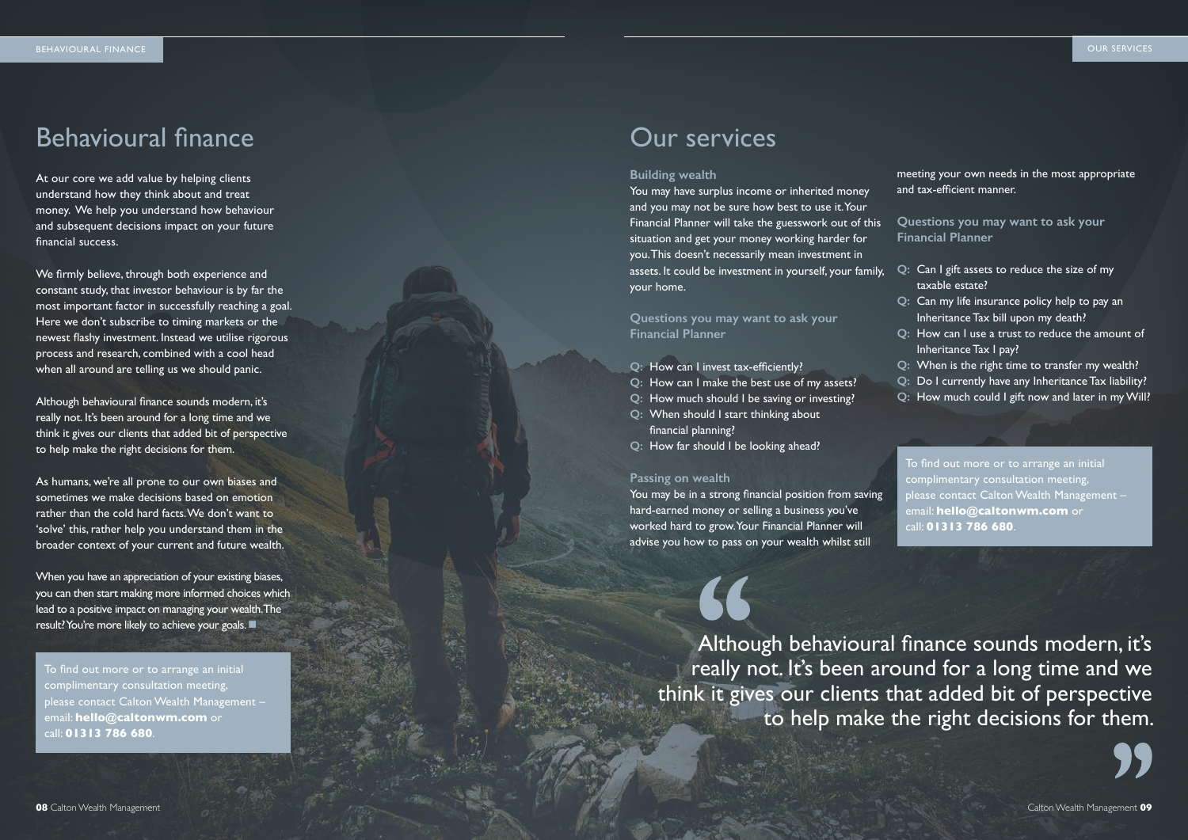# Behavioural finance

At our core we add value by helping clients understand how they think about and treat money. We help you understand how behaviour and subsequent decisions impact on your future financial success.

We firmly believe, through both experience and constant study, that investor behaviour is by far the most important factor in successfully reaching a goal. Here we don't subscribe to timing markets or the newest flashy investment. Instead we utilise rigorous process and research, combined with a cool head when all around are telling us we should panic.

Although behavioural finance sounds modern, it's really not. It's been around for a long time and we think it gives our clients that added bit of perspective to help make the right decisions for them.

As humans, we're all prone to our own biases and sometimes we make decisions based on emotion rather than the cold hard facts. We don't want to 'solve' this, rather help you understand them in the broader context of your current and future wealth.

When you have an appreciation of your existing biases, you can then start making more informed choices which lead to a positive impact on managing your wealth. The result? You're more likely to achieve your goals. ■

To find out more or to arrange an initial complimentary consultation meeting, please contact Calton Wealth Management – email: **hello@caltonwm.com** or call: **01313 786 680**.

# Our services

### Building wealth

You may have surplus income or inherited money and you may not be sure how best to use it. Your Financial Planner will take the guesswork out of this situation and get your money working harder for you. This doesn't necessarily mean investment in assets. It could be investment in yourself, your family, your home.

### Questions you may want to ask your Financial Planner

- **Q:** How can I invest tax-efficiently?
- **Q:** How can I make the best use of my assets?
- **Q:** How much should I be saving or investing?
- **Q:** When should I start thinking about financial planning?
- **Q:** How far should I be looking ahead?

### Passing on wealth

You may be in a strong financial position from saving hard-earned money or selling a business you've worked hard to grow. Your Financial Planner will advise you how to pass on your wealth whilst still meeting your own needs in the most appropriate and tax-efficient manner.

### Questions you may want to ask your Financial Planner

- **Q:** Can I gift assets to reduce the size of my taxable estate?
- **Q:** Can my life insurance policy help to pay an Inheritance Tax bill upon my death?
- **Q:** How can I use a trust to reduce the amount of Inheritance Tax I pay?
- **Q:** When is the right time to transfer my wealth?
- **Q:** Do I currently have any Inheritance Tax liability?
- **Q:** How much could I gift now and later in my Will?

To find out more or to arrange an initial complimentary consultation meeting, please contact Calton Wealth Management – email: **hello@caltonwm.com** or call: **01313 786 680**.

> "Although behavioural finance sounds modern, it's really not. It's been around for a long time and we think it gives our clients that added bit of perspective to help make the right decisions for them."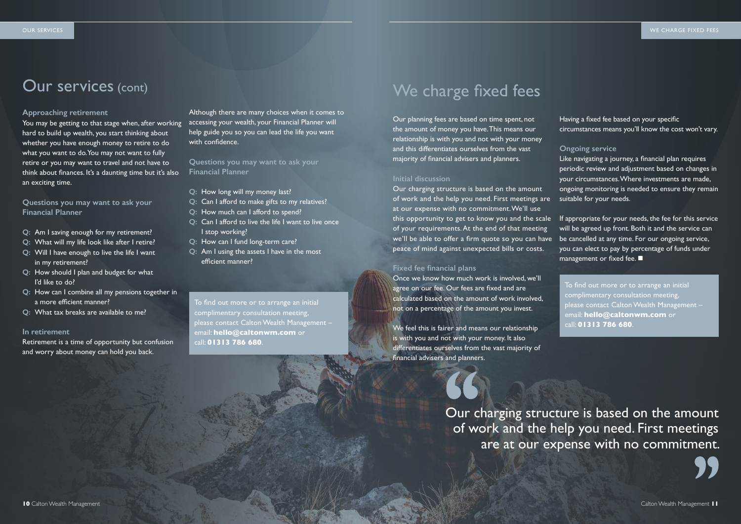# Our services (cont)

### Approaching retirement

You may be getting to that stage when, after working hard to build up wealth, you start thinking about whether you have enough money to retire to do what you want to do. You may not want to fully retire or you may want to travel and not have to think about finances. It's a daunting time but it's also an exciting time.

### Questions you may want to ask your Financial Planner

- Q: Am I saving enough for my retirement?
- Q: What will my life look like after I retire?
- Q: Will I have enough to live the life I want in my retirement?
- Q: How should I plan and budget for what I'd like to do?
- Q: How can I combine all my pensions together in a more efficient manner?
- Q: What tax breaks are available to me?

### In retirement

Retirement is a time of opportunity but confusion and worry about money can hold you back.

Although there are many choices when it comes to accessing your wealth, your Financial Planner will help guide you so you can lead the life you want with confidence.

### Questions you may want to ask your Financial Planner

- Q: How long will my money last?
- Q: Can I afford to make gifts to my relatives?
- Q: How much can I afford to spend?
- Q: Can I afford to live the life I want to live once I stop working?
- Q: How can I fund long-term care?
- Q: Am I using the assets I have in the most efficient manner?

To find out more or to arrange an initial complimentary consultation meeting, please contact Calton Wealth Management – email: **hello@caltonwm.com** or call: **01313 786 680**.

# We charge fixed fees

Our planning fees are based on time spent, not the amount of money you have. This means our relationship is with you and not with your money and this differentiates ourselves from the vast majority of financial advisers and planners.

### Initial discussion

Our charging structure is based on the amount of work and the help you need. First meetings are at our expense with no commitment. We'll use this opportunity to get to know you and the scale of your requirements. At the end of that meeting we'll be able to offer a firm quote so you can have peace of mind against unexpected bills or costs.

### Fixed fee financial plans

Once we know how much work is involved, we'll agree on our fee. Our fees are fixed and are calculated based on the amount of work involved, not on a percentage of the amount you invest.

We feel this is fairer and means our relationship is with you and not with your money. It also differentiates ourselves from the vast majority of financial advisers and planners.

Having a fixed fee based on your specific circumstances means you'll know the cost won't vary.

### Ongoing service

Like navigating a journey, a financial plan requires periodic review and adjustment based on changes in your circumstances. Where investments are made, ongoing monitoring is needed to ensure they remain suitable for your needs.

If appropriate for your needs, the fee for this service will be agreed up front. Both it and the service can be cancelled at any time. For our ongoing service, you can elect to pay by percentage of funds under management or fixed fee. ■

To find out more or to arrange an initial complimentary consultation meeting, please contact Calton Wealth Management – email: **hello@caltonwm.com** or call: **01313 786 680**.

> "Our charging structure is based on the amount of work and the help you need. First meetings are at our expense with no commitment."